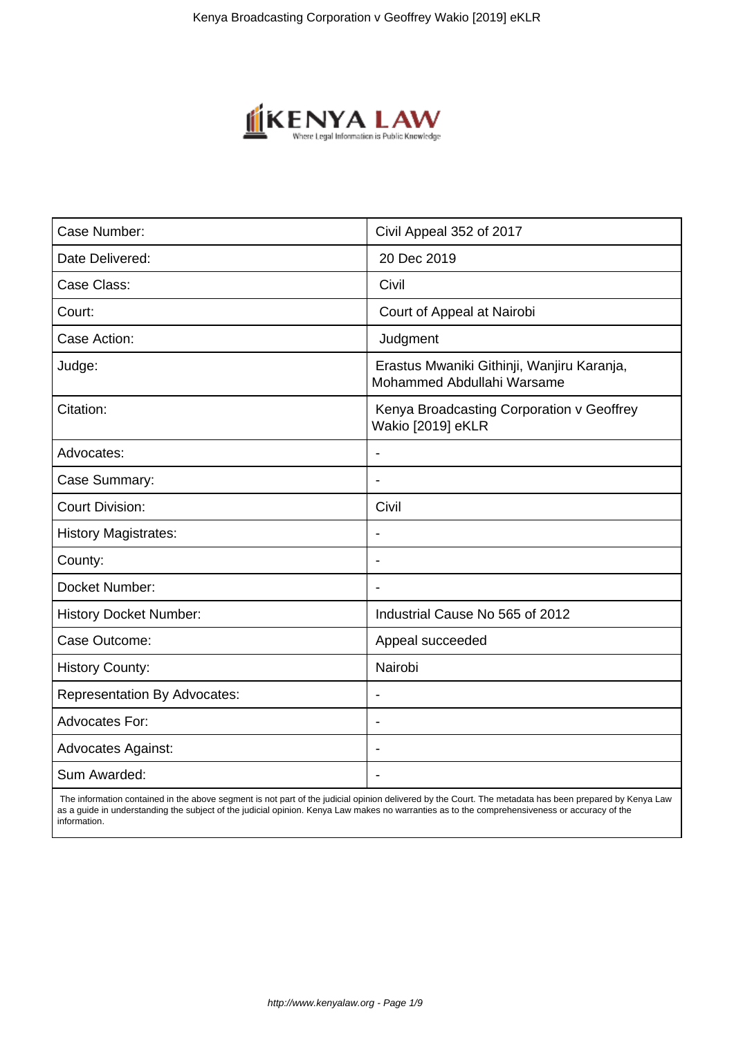| Case Number: | Civil Appeal 352 of 2017 |
| --- | --- |
| Date Delivered: | 20 Dec 2019 |
| Case Class: | Civil |
| Court: | Court of Appeal at Nairobi |
| Case Action: | Judgment |
| Judge: | Erastus Mwaniki Githinji, Wanjiru Karanja, Mohammed Abdullahi Warsame |
| Citation: | Kenya Broadcasting Corporation v Geoffrey Wakio [2019] eKLR |
| Advocates: | - |
| Case Summary: | - |
| Court Division: | Civil |
| History Magistrates: | - |
| County: | - |
| Docket Number: | - |
| History Docket Number: | Industrial Cause No 565 of 2012 |
| Case Outcome: | Appeal succeeded |
| History County: | Nairobi |
| Representation By Advocates: | - |
| Advocates For: | - |
| Advocates Against: | - |
| Sum Awarded: | - |

The information contained in the above segment is not part of the judicial opinion delivered by the Court. The metadata has been prepared by Kenya Law as a guide in understanding the subject of the judicial opinion. Kenya Law makes no warranties as to the comprehensiveness or accuracy of the information.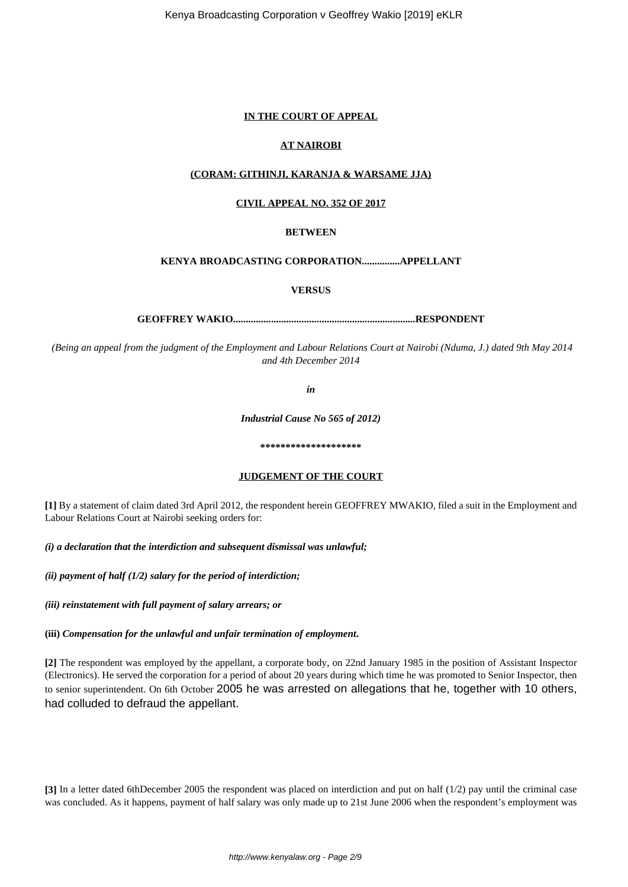**IN THE COURT OF APPEAL**

**AT NAIROBI**

**(CORAM: GITHINJI, KARANJA & WARSAME JJA)**

**CIVIL APPEAL NO. 352 OF 2017**

**BETWEEN**

**KENYA BROADCASTING CORPORATION..............APPELLANT**

**VERSUS**

**GEOFFREY WAKIO.......................................................................RESPONDENT**

*(Being an appeal from the judgment of the Employment and Labour Relations Court at Nairobi (Nduma, J.) dated 9th May 2014 and 4th December 2014*

***in***

***Industrial Cause No 565 of 2012)***

**********************

**JUDGEMENT OF THE COURT**

**[1]** By a statement of claim dated 3rd April 2012, the respondent herein GEOFFREY MWAKIO, filed a suit in the Employment and Labour Relations Court at Nairobi seeking orders for:

***(i) a declaration that the interdiction and subsequent dismissal was unlawful;***

***(ii) payment of half (1/2) salary for the period of interdiction;***

***(iii) reinstatement with full payment of salary arrears; or***

**(iii)** ***Compensation for the unlawful and unfair termination of employment.***

**[2]** The respondent was employed by the appellant, a corporate body, on 22nd January 1985 in the position of Assistant Inspector (Electronics). He served the corporation for a period of about 20 years during which time he was promoted to Senior Inspector, then to senior superintendent. On 6th October 2005 he was arrested on allegations that he, together with 10 others, had colluded to defraud the appellant.

**[3]** In a letter dated 6thDecember 2005 the respondent was placed on interdiction and put on half (1/2) pay until the criminal case was concluded. As it happens, payment of half salary was only made up to 21st June 2006 when the respondent's employment was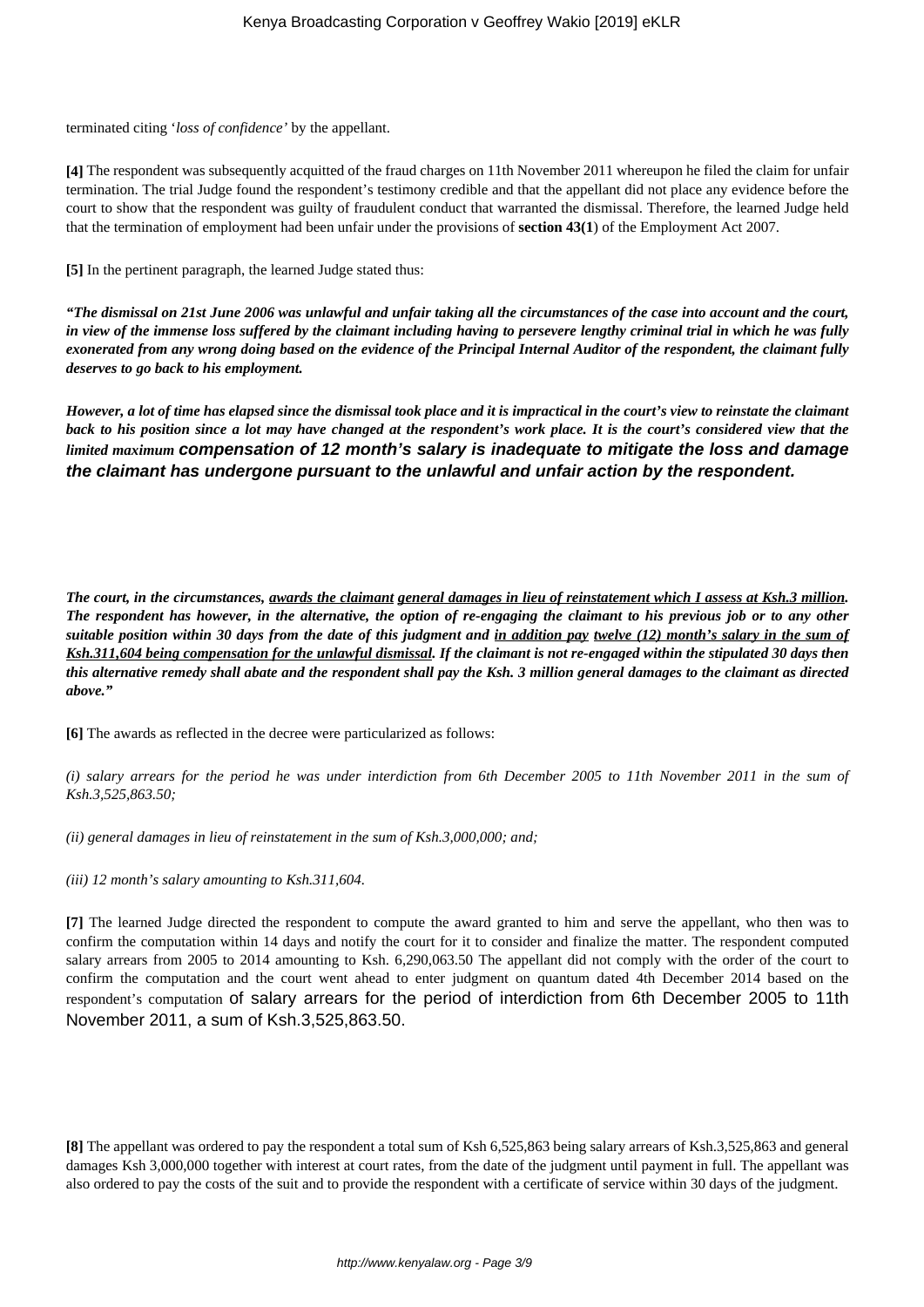terminated citing '*loss of confidence*' by the appellant.

**[4]** The respondent was subsequently acquitted of the fraud charges on 11th November 2011 whereupon he filed the claim for unfair termination. The trial Judge found the respondent's testimony credible and that the appellant did not place any evidence before the court to show that the respondent was guilty of fraudulent conduct that warranted the dismissal. Therefore, the learned Judge held that the termination of employment had been unfair under the provisions of **section 43(1**) of the Employment Act 2007.

**[5]** In the pertinent paragraph, the learned Judge stated thus:

***"The dismissal on 21st June 2006 was unlawful and unfair taking all the circumstances of the case into account and the court, in view of the immense loss suffered by the claimant including having to persevere lengthy criminal trial in which he was fully exonerated from any wrong doing based on the evidence of the Principal Internal Auditor of the respondent, the claimant fully deserves to go back to his employment.***

***However, a lot of time has elapsed since the dismissal took place and it is impractical in the court's view to reinstate the claimant back to his position since a lot may have changed at the respondent's work place. It is the court's considered view that the limited maximum compensation of 12 month's salary is inadequate to mitigate the loss and damage the claimant has undergone pursuant to the unlawful and unfair action by the respondent.***

***The court, in the circumstances, <u>awards the claimant</u> <u>general damages in lieu of reinstatement which I assess at Ksh.3 million</u>. The respondent has however, in the alternative, the option of re-engaging the claimant to his previous job or to any other suitable position within 30 days from the date of this judgment and <u>in addition pay</u> <u>twelve (12) month's salary in the sum of Ksh.311,604 being compensation for the unlawful dismissal</u>. If the claimant is not re-engaged within the stipulated 30 days then this alternative remedy shall abate and the respondent shall pay the Ksh. 3 million general damages to the claimant as directed above."***

**[6]** The awards as reflected in the decree were particularized as follows:

*(i) salary arrears for the period he was under interdiction from 6th December 2005 to 11th November 2011 in the sum of Ksh.3,525,863.50;*

*(ii) general damages in lieu of reinstatement in the sum of Ksh.3,000,000; and;*

*(iii) 12 month's salary amounting to Ksh.311,604.*

**[7]** The learned Judge directed the respondent to compute the award granted to him and serve the appellant, who then was to confirm the computation within 14 days and notify the court for it to consider and finalize the matter. The respondent computed salary arrears from 2005 to 2014 amounting to Ksh. 6,290,063.50 The appellant did not comply with the order of the court to confirm the computation and the court went ahead to enter judgment on quantum dated 4th December 2014 based on the respondent's computation of salary arrears for the period of interdiction from 6th December 2005 to 11th November 2011, a sum of Ksh.3,525,863.50.

**[8]** The appellant was ordered to pay the respondent a total sum of Ksh 6,525,863 being salary arrears of Ksh.3,525,863 and general damages Ksh 3,000,000 together with interest at court rates, from the date of the judgment until payment in full. The appellant was also ordered to pay the costs of the suit and to provide the respondent with a certificate of service within 30 days of the judgment.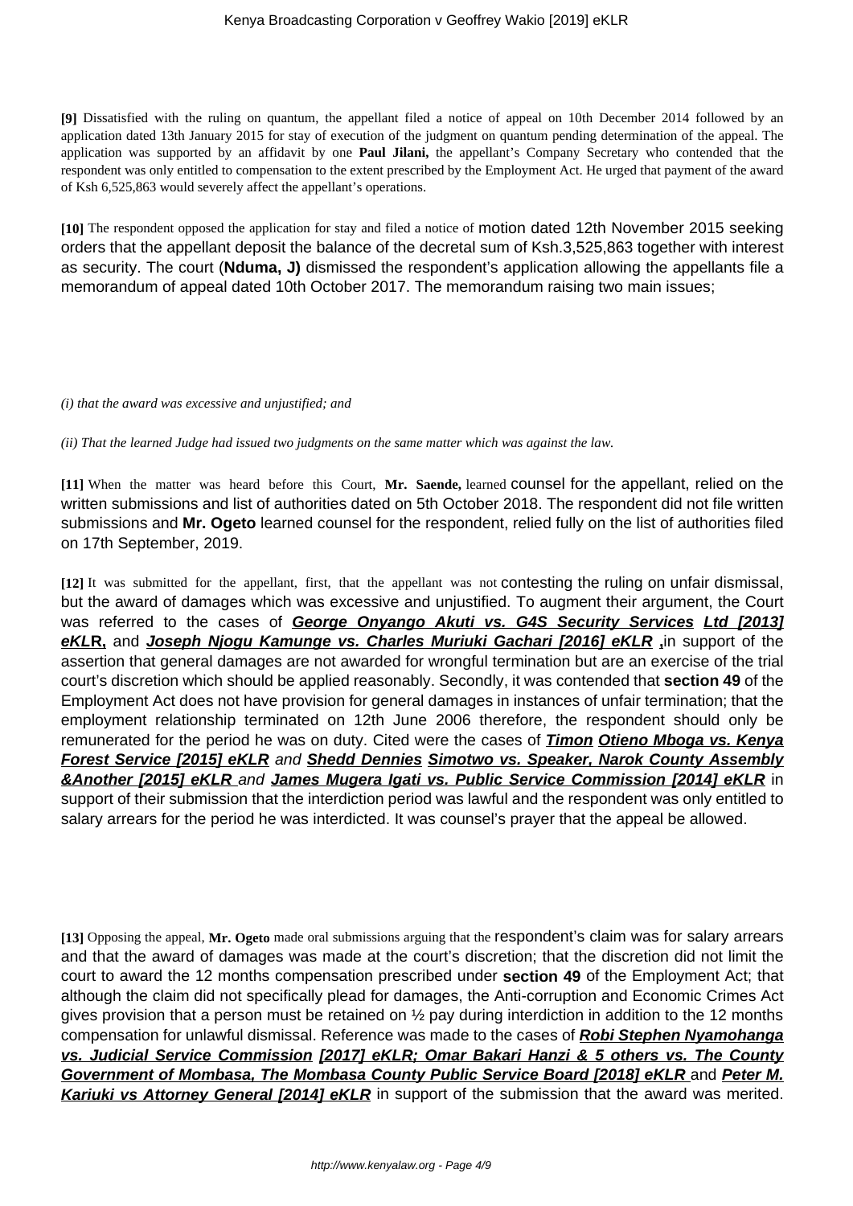**[9]** Dissatisfied with the ruling on quantum, the appellant filed a notice of appeal on 10th December 2014 followed by an application dated 13th January 2015 for stay of execution of the judgment on quantum pending determination of the appeal. The application was supported by an affidavit by one **Paul Jilani,** the appellant's Company Secretary who contended that the respondent was only entitled to compensation to the extent prescribed by the Employment Act. He urged that payment of the award of Ksh 6,525,863 would severely affect the appellant's operations.

**[10]** The respondent opposed the application for stay and filed a notice of motion dated 12th November 2015 seeking orders that the appellant deposit the balance of the decretal sum of Ksh.3,525,863 together with interest as security. The court (**Nduma, J)** dismissed the respondent's application allowing the appellants file a memorandum of appeal dated 10th October 2017. The memorandum raising two main issues;

*(i) that the award was excessive and unjustified; and*

*(ii) That the learned Judge had issued two judgments on the same matter which was against the law.*

**[11]** When the matter was heard before this Court, **Mr. Saende,** learned counsel for the appellant, relied on the written submissions and list of authorities dated on 5th October 2018. The respondent did not file written submissions and **Mr. Ogeto** learned counsel for the respondent, relied fully on the list of authorities filed on 17th September, 2019.

**[12]** It was submitted for the appellant, first, that the appellant was not contesting the ruling on unfair dismissal, but the award of damages which was excessive and unjustified. To augment their argument, the Court was referred to the cases of ***George Onyango Akuti vs. G4S Security Services Ltd [2013] eKLR***, and ***Joseph Njogu Kamunge vs. Charles Muriuki Gachari [2016] eKLR*** **,**in support of the assertion that general damages are not awarded for wrongful termination but are an exercise of the trial court's discretion which should be applied reasonably. Secondly, it was contended that **section 49** of the Employment Act does not have provision for general damages in instances of unfair termination; that the employment relationship terminated on 12th June 2006 therefore, the respondent should only be remunerated for the period he was on duty. Cited were the cases of ***Timon Otieno Mboga vs. Kenya Forest Service [2015] eKLR*** *and* ***Shedd Dennies Simotwo vs. Speaker, Narok County Assembly &Another [2015] eKLR*** *and* ***James Mugera Igati vs. Public Service Commission [2014] eKLR*** in support of their submission that the interdiction period was lawful and the respondent was only entitled to salary arrears for the period he was interdicted. It was counsel's prayer that the appeal be allowed.

**[13]** Opposing the appeal, **Mr. Ogeto** made oral submissions arguing that the respondent's claim was for salary arrears and that the award of damages was made at the court's discretion; that the discretion did not limit the court to award the 12 months compensation prescribed under **section 49** of the Employment Act; that although the claim did not specifically plead for damages, the Anti-corruption and Economic Crimes Act gives provision that a person must be retained on ½ pay during interdiction in addition to the 12 months compensation for unlawful dismissal. Reference was made to the cases of ***Robi Stephen Nyamohanga vs. Judicial Service Commission [2017] eKLR; Omar Bakari Hanzi & 5 others vs. The County Government of Mombasa, The Mombasa County Public Service Board [2018] eKLR*** and ***Peter M. Kariuki vs Attorney General [2014] eKLR*** in support of the submission that the award was merited.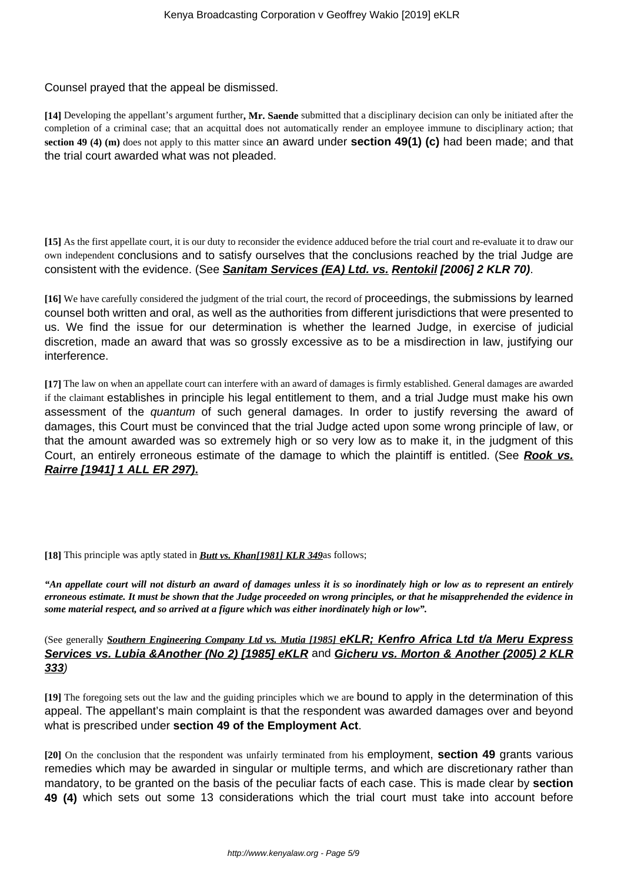Counsel prayed that the appeal be dismissed.

**[14]** Developing the appellant's argument further**, Mr. Saende** submitted that a disciplinary decision can only be initiated after the completion of a criminal case; that an acquittal does not automatically render an employee immune to disciplinary action; that **section 49 (4) (m)** does not apply to this matter since an award under **section 49(1) (c)** had been made; and that the trial court awarded what was not pleaded.

**[15]** As the first appellate court, it is our duty to reconsider the evidence adduced before the trial court and re-evaluate it to draw our own independent conclusions and to satisfy ourselves that the conclusions reached by the trial Judge are consistent with the evidence. (See ***Sanitam Services (EA) Ltd. vs. Rentokil [2006] 2 KLR 70)***.

**[16]** We have carefully considered the judgment of the trial court, the record of proceedings, the submissions by learned counsel both written and oral, as well as the authorities from different jurisdictions that were presented to us. We find the issue for our determination is whether the learned Judge, in exercise of judicial discretion, made an award that was so grossly excessive as to be a misdirection in law, justifying our interference.

**[17]** The law on when an appellate court can interfere with an award of damages is firmly established. General damages are awarded if the claimant establishes in principle his legal entitlement to them, and a trial Judge must make his own assessment of the *quantum* of such general damages. In order to justify reversing the award of damages, this Court must be convinced that the trial Judge acted upon some wrong principle of law, or that the amount awarded was so extremely high or so very low as to make it, in the judgment of this Court, an entirely erroneous estimate of the damage to which the plaintiff is entitled. (See **Rook vs. Rairre [1941] 1 ALL ER 297).**

**[18]** This principle was aptly stated in ***Butt vs. Khan[1981] KLR 349***as follows;

***"An appellate court will not disturb an award of damages unless it is so inordinately high or low as to represent an entirely erroneous estimate. It must be shown that the Judge proceeded on wrong principles, or that he misapprehended the evidence in some material respect, and so arrived at a figure which was either inordinately high or low".***

(See generally ***Southern Engineering Company Ltd vs. Mutia [1985] eKLR; Kenfro Africa Ltd t/a Meru Express Services vs. Lubia &Another (No 2) [1985] eKLR*** and ***Gicheru vs. Morton & Another (2005) 2 KLR 333)***

**[19]** The foregoing sets out the law and the guiding principles which we are bound to apply in the determination of this appeal. The appellant's main complaint is that the respondent was awarded damages over and beyond what is prescribed under **section 49 of the Employment Act**.

**[20]** On the conclusion that the respondent was unfairly terminated from his employment, **section 49** grants various remedies which may be awarded in singular or multiple terms, and which are discretionary rather than mandatory, to be granted on the basis of the peculiar facts of each case. This is made clear by **section 49 (4)** which sets out some 13 considerations which the trial court must take into account before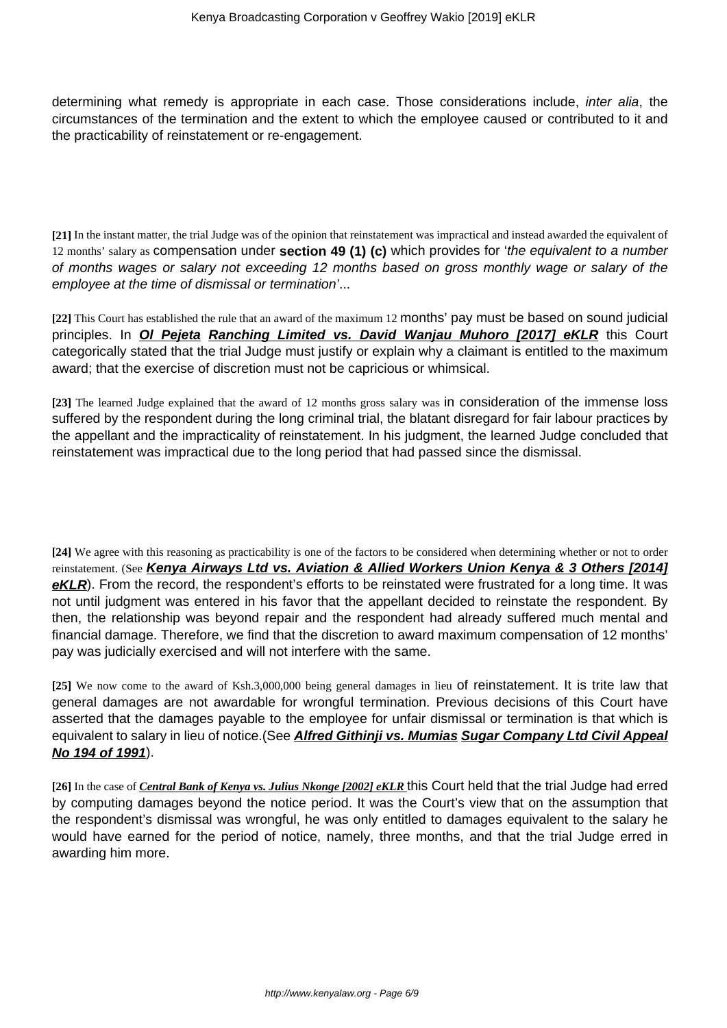determining what remedy is appropriate in each case. Those considerations include, *inter alia*, the circumstances of the termination and the extent to which the employee caused or contributed to it and the practicability of reinstatement or re-engagement.

**[21]** In the instant matter, the trial Judge was of the opinion that reinstatement was impractical and instead awarded the equivalent of 12 months' salary as compensation under **section 49 (1) (c)** which provides for '*the equivalent to a number of months wages or salary not exceeding 12 months based on gross monthly wage or salary of the employee at the time of dismissal or termination*'...

**[22]** This Court has established the rule that an award of the maximum 12 months' pay must be based on sound judicial principles. In ***Ol Pejeta Ranching Limited vs. David Wanjau Muhoro [2017] eKLR*** this Court categorically stated that the trial Judge must justify or explain why a claimant is entitled to the maximum award; that the exercise of discretion must not be capricious or whimsical.

**[23]** The learned Judge explained that the award of 12 months gross salary was in consideration of the immense loss suffered by the respondent during the long criminal trial, the blatant disregard for fair labour practices by the appellant and the impracticality of reinstatement. In his judgment, the learned Judge concluded that reinstatement was impractical due to the long period that had passed since the dismissal.

**[24]** We agree with this reasoning as practicability is one of the factors to be considered when determining whether or not to order reinstatement. (See **Kenya Airways Ltd vs. Aviation & Allied Workers Union Kenya & 3 Others [2014] eKLR**). From the record, the respondent's efforts to be reinstated were frustrated for a long time. It was not until judgment was entered in his favor that the appellant decided to reinstate the respondent. By then, the relationship was beyond repair and the respondent had already suffered much mental and financial damage. Therefore, we find that the discretion to award maximum compensation of 12 months' pay was judicially exercised and will not interfere with the same.

**[25]** We now come to the award of Ksh.3,000,000 being general damages in lieu of reinstatement. It is trite law that general damages are not awardable for wrongful termination. Previous decisions of this Court have asserted that the damages payable to the employee for unfair dismissal or termination is that which is equivalent to salary in lieu of notice.(See ***Alfred Githinji vs. Mumias Sugar Company Ltd Civil Appeal No 194 of 1991***).

**[26]** In the case of ***Central Bank of Kenya vs. Julius Nkonge [2002] eKLR*** this Court held that the trial Judge had erred by computing damages beyond the notice period. It was the Court's view that on the assumption that the respondent's dismissal was wrongful, he was only entitled to damages equivalent to the salary he would have earned for the period of notice, namely, three months, and that the trial Judge erred in awarding him more.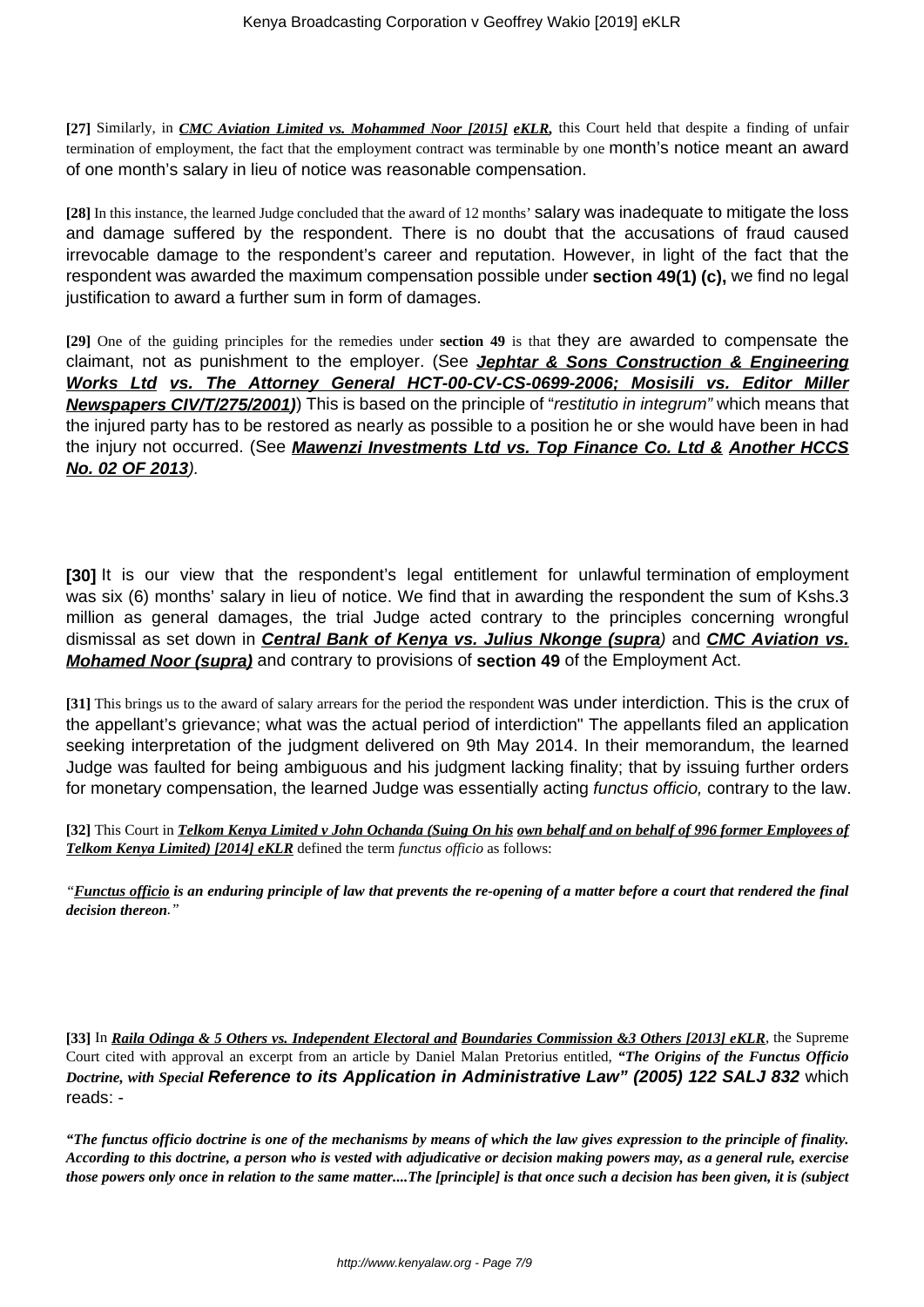**[27]** Similarly, in ***CMC Aviation Limited vs. Mohammed Noor [2015] eKLR***, this Court held that despite a finding of unfair termination of employment, the fact that the employment contract was terminable by one month's notice meant an award of one month's salary in lieu of notice was reasonable compensation.

**[28]** In this instance, the learned Judge concluded that the award of 12 months' salary was inadequate to mitigate the loss and damage suffered by the respondent. There is no doubt that the accusations of fraud caused irrevocable damage to the respondent's career and reputation. However, in light of the fact that the respondent was awarded the maximum compensation possible under **section 49(1) (c),** we find no legal justification to award a further sum in form of damages.

**[29]** One of the guiding principles for the remedies under **section 49** is that they are awarded to compensate the claimant, not as punishment to the employer. (See ***Jephtar & Sons Construction & Engineering Works Ltd vs. The Attorney General HCT-00-CV-CS-0699-2006; Mosisili vs. Editor Miller Newspapers CIV/T/275/2001)***) This is based on the principle of "*restitutio in integrum"* which means that the injured party has to be restored as nearly as possible to a position he or she would have been in had the injury not occurred. (See ***Mawenzi Investments Ltd vs. Top Finance Co. Ltd & Another HCCS No. 02 OF 2013***).

**[30]** It is our view that the respondent's legal entitlement for unlawful termination of employment was six (6) months' salary in lieu of notice. We find that in awarding the respondent the sum of Kshs.3 million as general damages, the trial Judge acted contrary to the principles concerning wrongful dismissal as set down in ***Central Bank of Kenya vs. Julius Nkonge (supra***) and ***CMC Aviation vs. Mohamed Noor (supra)*** and contrary to provisions of **section 49** of the Employment Act.

**[31]** This brings us to the award of salary arrears for the period the respondent was under interdiction. This is the crux of the appellant's grievance; what was the actual period of interdiction" The appellants filed an application seeking interpretation of the judgment delivered on 9th May 2014. In their memorandum, the learned Judge was faulted for being ambiguous and his judgment lacking finality; that by issuing further orders for monetary compensation, the learned Judge was essentially acting *functus officio,* contrary to the law.

**[32]** This Court in ***Telkom Kenya Limited v John Ochanda (Suing On his own behalf and on behalf of 996 former Employees of Telkom Kenya Limited) [2014] eKLR*** defined the term *functus officio* as follows:

*"**Functus officio** **is an enduring principle of law that prevents the re-opening of a matter before a court that rendered the final decision thereon**."*

**[33]** In ***Raila Odinga & 5 Others vs. Independent Electoral and Boundaries Commission &3 Others [2013] eKLR***, the Supreme Court cited with approval an excerpt from an article by Daniel Malan Pretorius entitled, ***"The Origins of the Functus Officio Doctrine, with Special Reference to its Application in Administrative Law" (2005) 122 SALJ 832*** which reads: -

***"The functus officio doctrine is one of the mechanisms by means of which the law gives expression to the principle of finality. According to this doctrine, a person who is vested with adjudicative or decision making powers may, as a general rule, exercise those powers only once in relation to the same matter....The [principle] is that once such a decision has been given, it is (subject***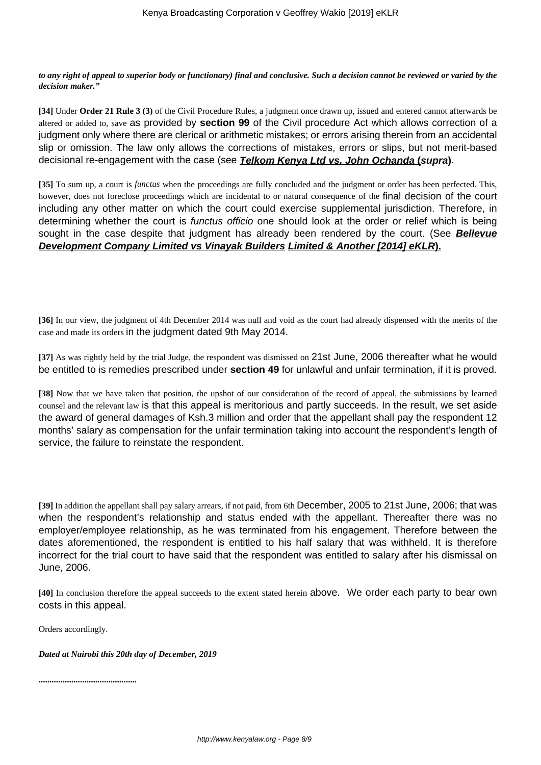***to any right of appeal to superior body or functionary) final and conclusive. Such a decision cannot be reviewed or varied by the decision maker."***

**[34]** Under **Order 21 Rule 3 (3)** of the Civil Procedure Rules, a judgment once drawn up, issued and entered cannot afterwards be altered or added to, save as provided by **section 99** of the Civil procedure Act which allows correction of a judgment only where there are clerical or arithmetic mistakes; or errors arising therein from an accidental slip or omission. The law only allows the corrections of mistakes, errors or slips, but not merit-based decisional re-engagement with the case (see ***Telkom Kenya Ltd vs. John Ochanda* (*supra*)**).

**[35]** To sum up, a court is *functus* when the proceedings are fully concluded and the judgment or order has been perfected. This, however, does not foreclose proceedings which are incidental to or natural consequence of the final decision of the court including any other matter on which the court could exercise supplemental jurisdiction. Therefore, in determining whether the court is *functus officio* one should look at the order or relief which is being sought in the case despite that judgment has already been rendered by the court. (See ***Bellevue Development Company Limited vs Vinayak Builders* Limited & Another [2014] eKLR**).

**[36]** In our view, the judgment of 4th December 2014 was null and void as the court had already dispensed with the merits of the case and made its orders in the judgment dated 9th May 2014.

**[37]** As was rightly held by the trial Judge, the respondent was dismissed on 21st June, 2006 thereafter what he would be entitled to is remedies prescribed under **section 49** for unlawful and unfair termination, if it is proved.

**[38]** Now that we have taken that position, the upshot of our consideration of the record of appeal, the submissions by learned counsel and the relevant law is that this appeal is meritorious and partly succeeds. In the result, we set aside the award of general damages of Ksh.3 million and order that the appellant shall pay the respondent 12 months' salary as compensation for the unfair termination taking into account the respondent's length of service, the failure to reinstate the respondent.

**[39]** In addition the appellant shall pay salary arrears, if not paid, from 6th December, 2005 to 21st June, 2006; that was when the respondent's relationship and status ended with the appellant. Thereafter there was no employer/employee relationship, as he was terminated from his engagement. Therefore between the dates aforementioned, the respondent is entitled to his half salary that was withheld. It is therefore incorrect for the trial court to have said that the respondent was entitled to salary after his dismissal on June, 2006.

**[40]** In conclusion therefore the appeal succeeds to the extent stated herein above. We order each party to bear own costs in this appeal.

Orders accordingly.

***Dated at Nairobi this 20th day of December, 2019***

**...........................................**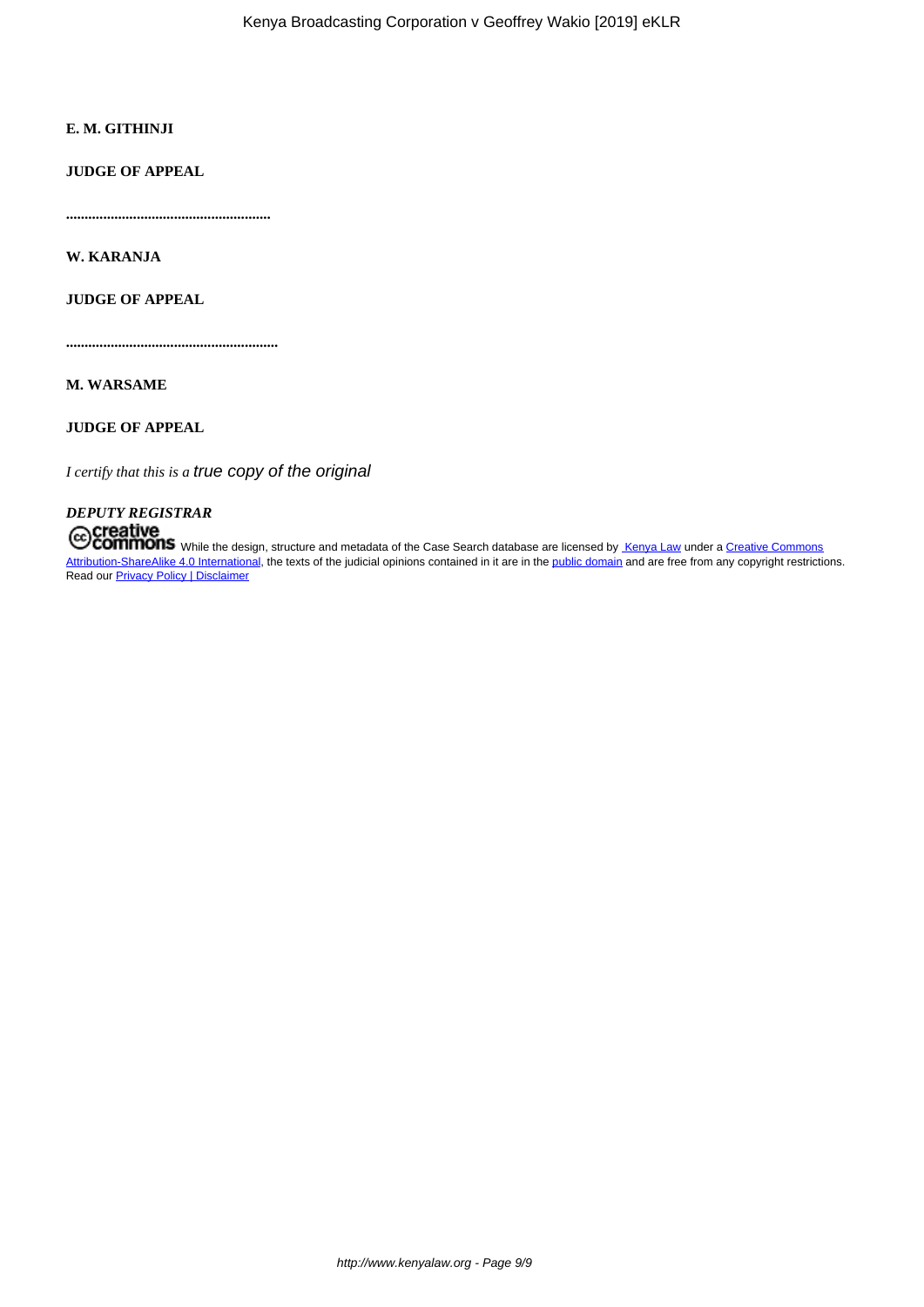**E. M. GITHINJI**

**JUDGE OF APPEAL**

**......................................................**

**W. KARANJA**

**JUDGE OF APPEAL**

**........................................................**

**M. WARSAME**

**JUDGE OF APPEAL**

*I certify that this is a* true copy of the original

***DEPUTY REGISTRAR***

creative commons While the design, structure and metadata of the Case Search database are licensed by Kenya Law under a Creative Commons Attribution-ShareAlike 4.0 International, the texts of the judicial opinions contained in it are in the public domain and are free from any copyright restrictions. Read our Privacy Policy | Disclaimer